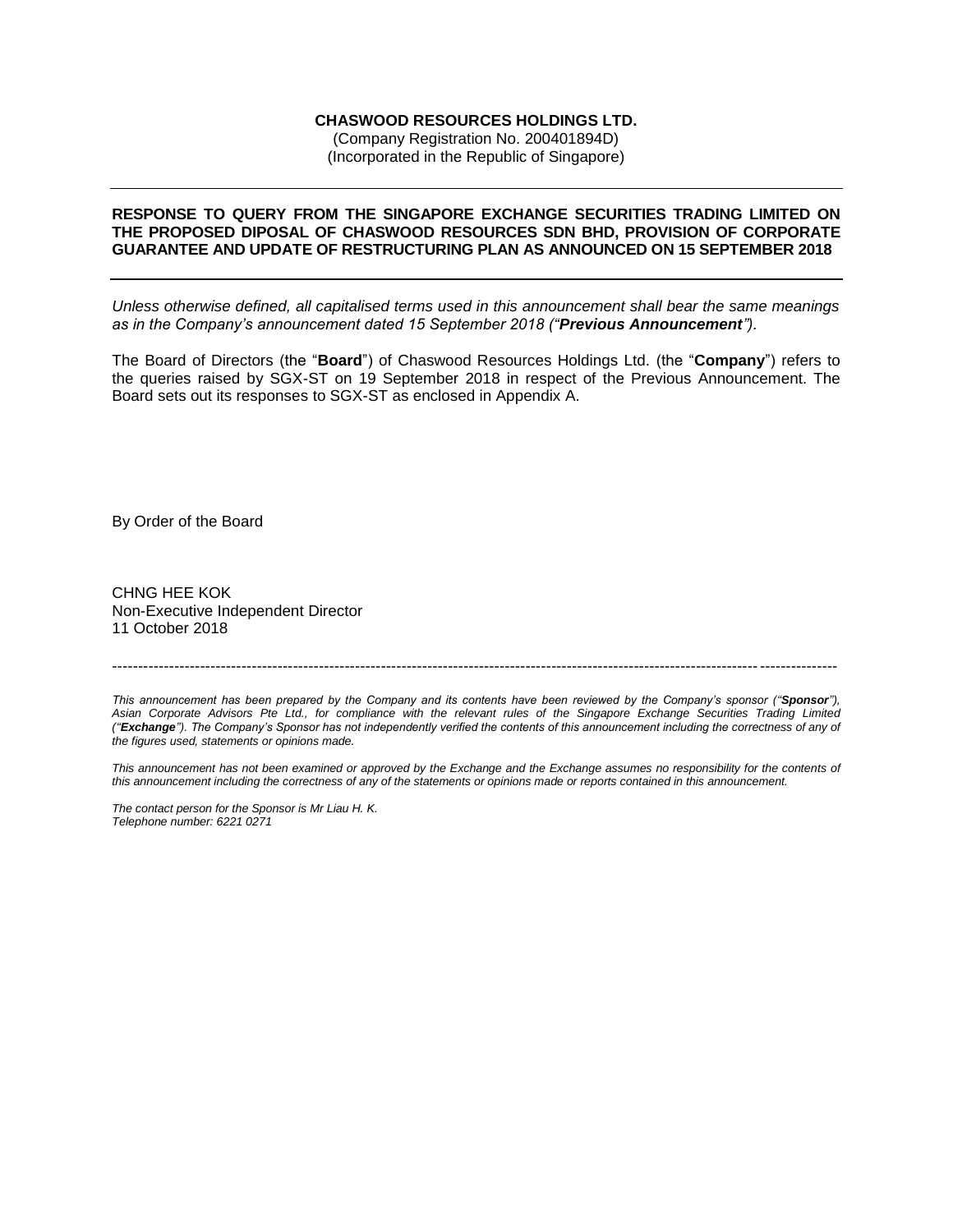**CHASWOOD RESOURCES HOLDINGS LTD.**
(Company Registration No. 200401894D)
(Incorporated in the Republic of Singapore)

---

**RESPONSE TO QUERY FROM THE SINGAPORE EXCHANGE SECURITIES TRADING LIMITED ON THE PROPOSED DIPOSAL OF CHASWOOD RESOURCES SDN BHD, PROVISION OF CORPORATE GUARANTEE AND UPDATE OF RESTRUCTURING PLAN AS ANNOUNCED ON 15 SEPTEMBER 2018**

---

*Unless otherwise defined, all capitalised terms used in this announcement shall bear the same meanings as in the Company's announcement dated 15 September 2018 ("**Previous Announcement**").*

The Board of Directors (the "**Board**") of Chaswood Resources Holdings Ltd. (the "**Company**") refers to the queries raised by SGX-ST on 19 September 2018 in respect of the Previous Announcement. The Board sets out its responses to SGX-ST as enclosed in Appendix A.

By Order of the Board

CHNG HEE KOK
Non-Executive Independent Director
11 October 2018

---

*This announcement has been prepared by the Company and its contents have been reviewed by the Company's sponsor ("**Sponsor**"), Asian Corporate Advisors Pte Ltd., for compliance with the relevant rules of the Singapore Exchange Securities Trading Limited ("**Exchange**"). The Company's Sponsor has not independently verified the contents of this announcement including the correctness of any of the figures used, statements or opinions made.*

*This announcement has not been examined or approved by the Exchange and the Exchange assumes no responsibility for the contents of this announcement including the correctness of any of the statements or opinions made or reports contained in this announcement.*

*The contact person for the Sponsor is Mr Liau H. K.*
*Telephone number: 6221 0271*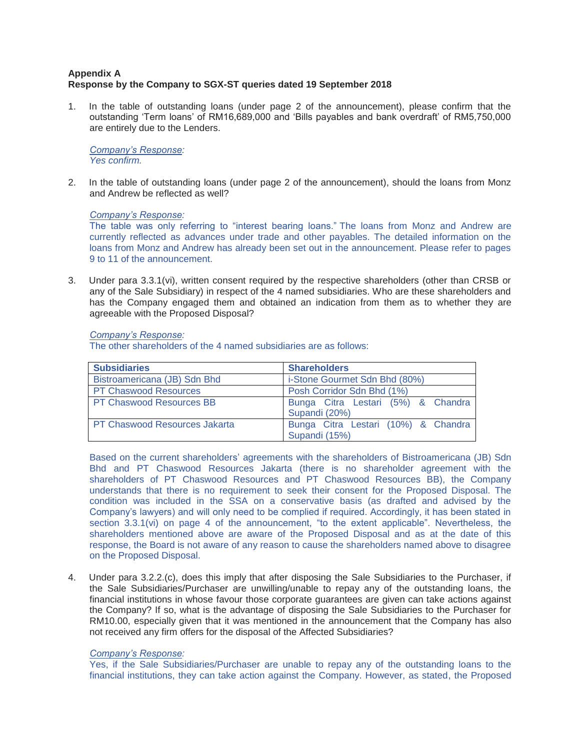**Appendix A**
**Response by the Company to SGX-ST queries dated 19 September 2018**

1. In the table of outstanding loans (under page 2 of the announcement), please confirm that the outstanding 'Term loans' of RM16,689,000 and 'Bills payables and bank overdraft' of RM5,750,000 are entirely due to the Lenders.

   *Company's Response:*
   *Yes confirm.*

2. In the table of outstanding loans (under page 2 of the announcement), should the loans from Monz and Andrew be reflected as well?

   *Company's Response:*
   The table was only referring to "interest bearing loans." The loans from Monz and Andrew are currently reflected as advances under trade and other payables. The detailed information on the loans from Monz and Andrew has already been set out in the announcement. Please refer to pages 9 to 11 of the announcement.

3. Under para 3.3.1(vi), written consent required by the respective shareholders (other than CRSB or any of the Sale Subsidiary) in respect of the 4 named subsidiaries. Who are these shareholders and has the Company engaged them and obtained an indication from them as to whether they are agreeable with the Proposed Disposal?

   *Company's Response:*
   The other shareholders of the 4 named subsidiaries are as follows:

   | Subsidiaries | Shareholders |
   |---|---|
   | Bistroamericana (JB) Sdn Bhd | i-Stone Gourmet Sdn Bhd (80%) |
   | PT Chaswood Resources | Posh Corridor Sdn Bhd (1%) |
   | PT Chaswood Resources BB | Bunga Citra Lestari (5%) & Chandra Supandi (20%) |
   | PT Chaswood Resources Jakarta | Bunga Citra Lestari (10%) & Chandra Supandi (15%) |

   Based on the current shareholders' agreements with the shareholders of Bistroamericana (JB) Sdn Bhd and PT Chaswood Resources Jakarta (there is no shareholder agreement with the shareholders of PT Chaswood Resources and PT Chaswood Resources BB), the Company understands that there is no requirement to seek their consent for the Proposed Disposal. The condition was included in the SSA on a conservative basis (as drafted and advised by the Company's lawyers) and will only need to be complied if required. Accordingly, it has been stated in section 3.3.1(vi) on page 4 of the announcement, "to the extent applicable". Nevertheless, the shareholders mentioned above are aware of the Proposed Disposal and as at the date of this response, the Board is not aware of any reason to cause the shareholders named above to disagree on the Proposed Disposal.

4. Under para 3.2.2.(c), does this imply that after disposing the Sale Subsidiaries to the Purchaser, if the Sale Subsidiaries/Purchaser are unwilling/unable to repay any of the outstanding loans, the financial institutions in whose favour those corporate guarantees are given can take actions against the Company? If so, what is the advantage of disposing the Sale Subsidiaries to the Purchaser for RM10.00, especially given that it was mentioned in the announcement that the Company has also not received any firm offers for the disposal of the Affected Subsidiaries?

   *Company's Response:*
   Yes, if the Sale Subsidiaries/Purchaser are unable to repay any of the outstanding loans to the financial institutions, they can take action against the Company. However, as stated, the Proposed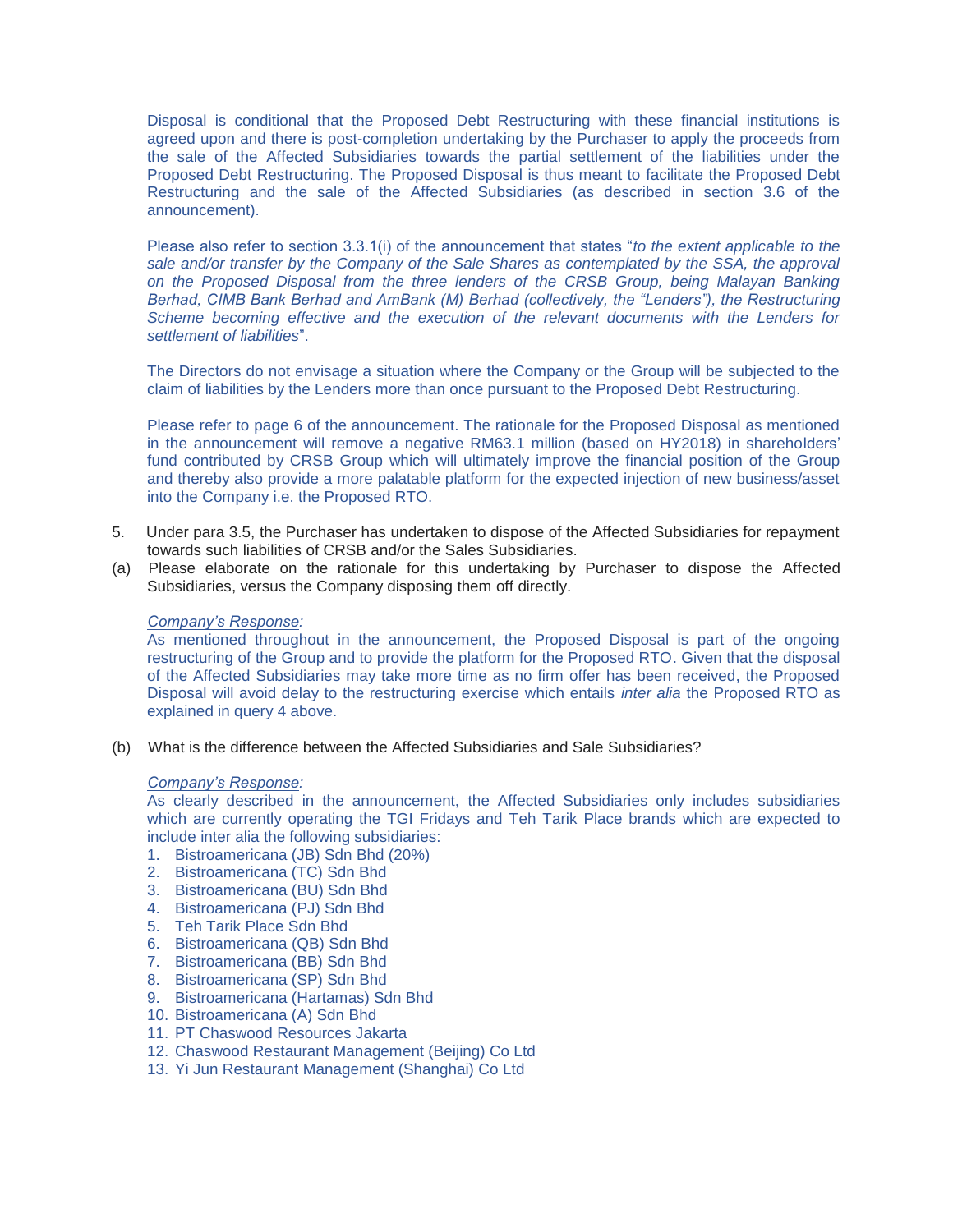Disposal is conditional that the Proposed Debt Restructuring with these financial institutions is agreed upon and there is post-completion undertaking by the Purchaser to apply the proceeds from the sale of the Affected Subsidiaries towards the partial settlement of the liabilities under the Proposed Debt Restructuring. The Proposed Disposal is thus meant to facilitate the Proposed Debt Restructuring and the sale of the Affected Subsidiaries (as described in section 3.6 of the announcement).

Please also refer to section 3.3.1(i) of the announcement that states "*to the extent applicable to the sale and/or transfer by the Company of the Sale Shares as contemplated by the SSA, the approval on the Proposed Disposal from the three lenders of the CRSB Group, being Malayan Banking Berhad, CIMB Bank Berhad and AmBank (M) Berhad (collectively, the "Lenders"), the Restructuring Scheme becoming effective and the execution of the relevant documents with the Lenders for settlement of liabilities*".

The Directors do not envisage a situation where the Company or the Group will be subjected to the claim of liabilities by the Lenders more than once pursuant to the Proposed Debt Restructuring.

Please refer to page 6 of the announcement. The rationale for the Proposed Disposal as mentioned in the announcement will remove a negative RM63.1 million (based on HY2018) in shareholders' fund contributed by CRSB Group which will ultimately improve the financial position of the Group and thereby also provide a more palatable platform for the expected injection of new business/asset into the Company i.e. the Proposed RTO.

5. Under para 3.5, the Purchaser has undertaken to dispose of the Affected Subsidiaries for repayment towards such liabilities of CRSB and/or the Sales Subsidiaries.

(a) Please elaborate on the rationale for this undertaking by Purchaser to dispose the Affected Subsidiaries, versus the Company disposing them off directly.

*Company's Response:*

As mentioned throughout in the announcement, the Proposed Disposal is part of the ongoing restructuring of the Group and to provide the platform for the Proposed RTO. Given that the disposal of the Affected Subsidiaries may take more time as no firm offer has been received, the Proposed Disposal will avoid delay to the restructuring exercise which entails *inter alia* the Proposed RTO as explained in query 4 above.

(b) What is the difference between the Affected Subsidiaries and Sale Subsidiaries?

*Company's Response:*

As clearly described in the announcement, the Affected Subsidiaries only includes subsidiaries which are currently operating the TGI Fridays and Teh Tarik Place brands which are expected to include inter alia the following subsidiaries:

1. Bistroamericana (JB) Sdn Bhd (20%)
2. Bistroamericana (TC) Sdn Bhd
3. Bistroamericana (BU) Sdn Bhd
4. Bistroamericana (PJ) Sdn Bhd
5. Teh Tarik Place Sdn Bhd
6. Bistroamericana (QB) Sdn Bhd
7. Bistroamericana (BB) Sdn Bhd
8. Bistroamericana (SP) Sdn Bhd
9. Bistroamericana (Hartamas) Sdn Bhd
10. Bistroamericana (A) Sdn Bhd
11. PT Chaswood Resources Jakarta
12. Chaswood Restaurant Management (Beijing) Co Ltd
13. Yi Jun Restaurant Management (Shanghai) Co Ltd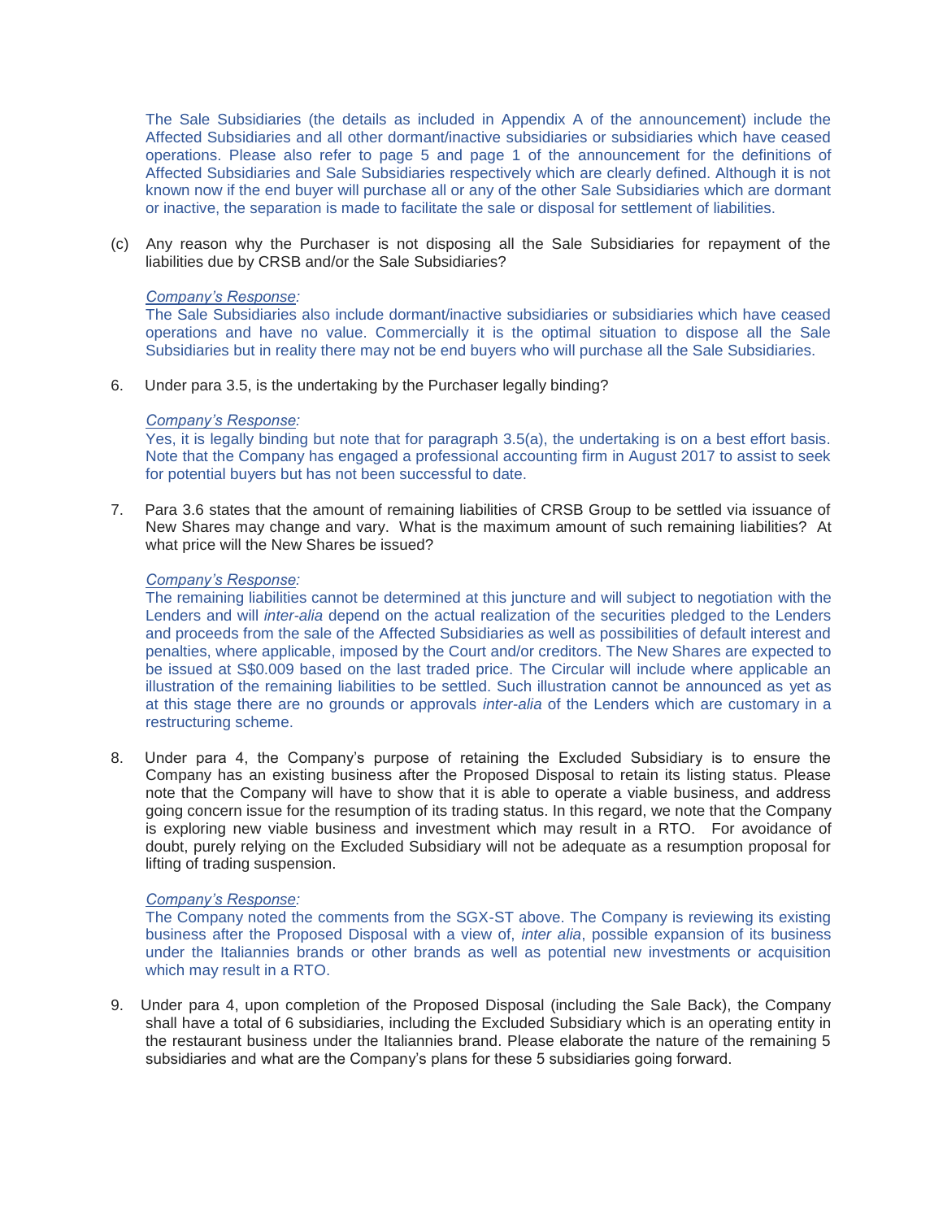The Sale Subsidiaries (the details as included in Appendix A of the announcement) include the Affected Subsidiaries and all other dormant/inactive subsidiaries or subsidiaries which have ceased operations. Please also refer to page 5 and page 1 of the announcement for the definitions of Affected Subsidiaries and Sale Subsidiaries respectively which are clearly defined. Although it is not known now if the end buyer will purchase all or any of the other Sale Subsidiaries which are dormant or inactive, the separation is made to facilitate the sale or disposal for settlement of liabilities.

(c) Any reason why the Purchaser is not disposing all the Sale Subsidiaries for repayment of the liabilities due by CRSB and/or the Sale Subsidiaries?

*Company's Response:*
The Sale Subsidiaries also include dormant/inactive subsidiaries or subsidiaries which have ceased operations and have no value. Commercially it is the optimal situation to dispose all the Sale Subsidiaries but in reality there may not be end buyers who will purchase all the Sale Subsidiaries.

6. Under para 3.5, is the undertaking by the Purchaser legally binding?

*Company's Response:*
Yes, it is legally binding but note that for paragraph 3.5(a), the undertaking is on a best effort basis. Note that the Company has engaged a professional accounting firm in August 2017 to assist to seek for potential buyers but has not been successful to date.

7. Para 3.6 states that the amount of remaining liabilities of CRSB Group to be settled via issuance of New Shares may change and vary. What is the maximum amount of such remaining liabilities? At what price will the New Shares be issued?

*Company's Response:*
The remaining liabilities cannot be determined at this juncture and will subject to negotiation with the Lenders and will *inter-alia* depend on the actual realization of the securities pledged to the Lenders and proceeds from the sale of the Affected Subsidiaries as well as possibilities of default interest and penalties, where applicable, imposed by the Court and/or creditors. The New Shares are expected to be issued at S$0.009 based on the last traded price. The Circular will include where applicable an illustration of the remaining liabilities to be settled. Such illustration cannot be announced as yet as at this stage there are no grounds or approvals *inter-alia* of the Lenders which are customary in a restructuring scheme.

8. Under para 4, the Company's purpose of retaining the Excluded Subsidiary is to ensure the Company has an existing business after the Proposed Disposal to retain its listing status. Please note that the Company will have to show that it is able to operate a viable business, and address going concern issue for the resumption of its trading status. In this regard, we note that the Company is exploring new viable business and investment which may result in a RTO. For avoidance of doubt, purely relying on the Excluded Subsidiary will not be adequate as a resumption proposal for lifting of trading suspension.

*Company's Response:*
The Company noted the comments from the SGX-ST above. The Company is reviewing its existing business after the Proposed Disposal with a view of, *inter alia*, possible expansion of its business under the Italiannies brands or other brands as well as potential new investments or acquisition which may result in a RTO.

9. Under para 4, upon completion of the Proposed Disposal (including the Sale Back), the Company shall have a total of 6 subsidiaries, including the Excluded Subsidiary which is an operating entity in the restaurant business under the Italiannies brand. Please elaborate the nature of the remaining 5 subsidiaries and what are the Company's plans for these 5 subsidiaries going forward.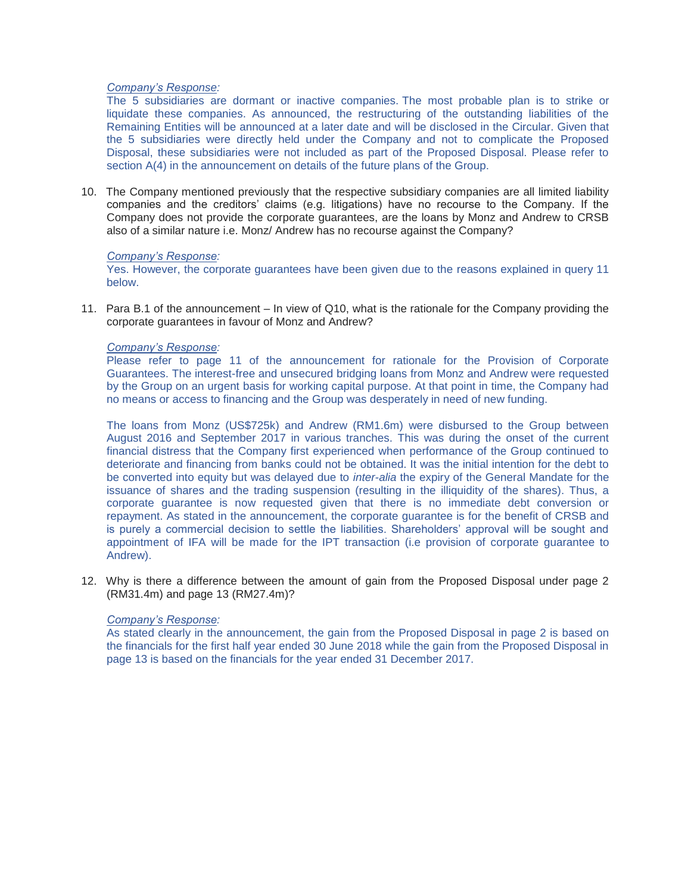*Company's Response:*

The 5 subsidiaries are dormant or inactive companies. The most probable plan is to strike or liquidate these companies. As announced, the restructuring of the outstanding liabilities of the Remaining Entities will be announced at a later date and will be disclosed in the Circular. Given that the 5 subsidiaries were directly held under the Company and not to complicate the Proposed Disposal, these subsidiaries were not included as part of the Proposed Disposal. Please refer to section A(4) in the announcement on details of the future plans of the Group.

10. The Company mentioned previously that the respective subsidiary companies are all limited liability companies and the creditors' claims (e.g. litigations) have no recourse to the Company. If the Company does not provide the corporate guarantees, are the loans by Monz and Andrew to CRSB also of a similar nature i.e. Monz/ Andrew has no recourse against the Company?

    *Company's Response:*

    Yes. However, the corporate guarantees have been given due to the reasons explained in query 11 below.

11. Para B.1 of the announcement – In view of Q10, what is the rationale for the Company providing the corporate guarantees in favour of Monz and Andrew?

    *Company's Response:*

    Please refer to page 11 of the announcement for rationale for the Provision of Corporate Guarantees. The interest-free and unsecured bridging loans from Monz and Andrew were requested by the Group on an urgent basis for working capital purpose. At that point in time, the Company had no means or access to financing and the Group was desperately in need of new funding.

    The loans from Monz (US$725k) and Andrew (RM1.6m) were disbursed to the Group between August 2016 and September 2017 in various tranches. This was during the onset of the current financial distress that the Company first experienced when performance of the Group continued to deteriorate and financing from banks could not be obtained. It was the initial intention for the debt to be converted into equity but was delayed due to *inter-alia* the expiry of the General Mandate for the issuance of shares and the trading suspension (resulting in the illiquidity of the shares). Thus, a corporate guarantee is now requested given that there is no immediate debt conversion or repayment. As stated in the announcement, the corporate guarantee is for the benefit of CRSB and is purely a commercial decision to settle the liabilities. Shareholders' approval will be sought and appointment of IFA will be made for the IPT transaction (i.e provision of corporate guarantee to Andrew).

12. Why is there a difference between the amount of gain from the Proposed Disposal under page 2 (RM31.4m) and page 13 (RM27.4m)?

    *Company's Response:*

    As stated clearly in the announcement, the gain from the Proposed Disposal in page 2 is based on the financials for the first half year ended 30 June 2018 while the gain from the Proposed Disposal in page 13 is based on the financials for the year ended 31 December 2017.